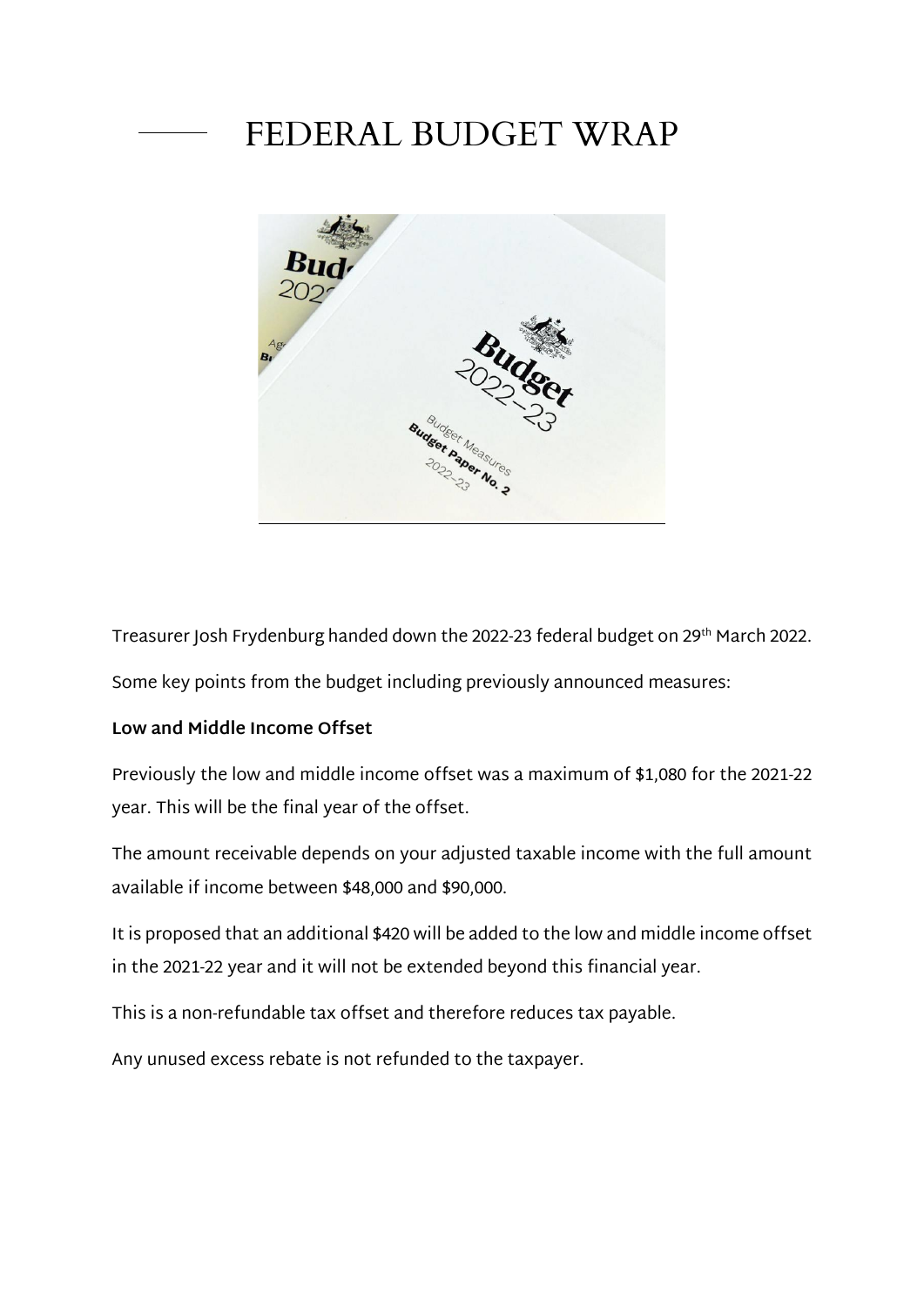# FEDERAL BUDGET WRAP

Treasurer Josh Frydenburg handed down the 2022-23 federal budget on 29th March 2022.

Some key points from the budget including previously announced measures:

**Low and Middle Income Offset**

Previously the low and middle income offset was a maximum of $1,080 for the 2021-22 year. This will be the final year of the offset.

The amount receivable depends on your adjusted taxable income with the full amount available if income between $48,000 and $90,000.

It is proposed that an additional $420 will be added to the low and middle income offset in the 2021-22 year and it will not be extended beyond this financial year.

This is a non-refundable tax offset and therefore reduces tax payable.

Any unused excess rebate is not refunded to the taxpayer.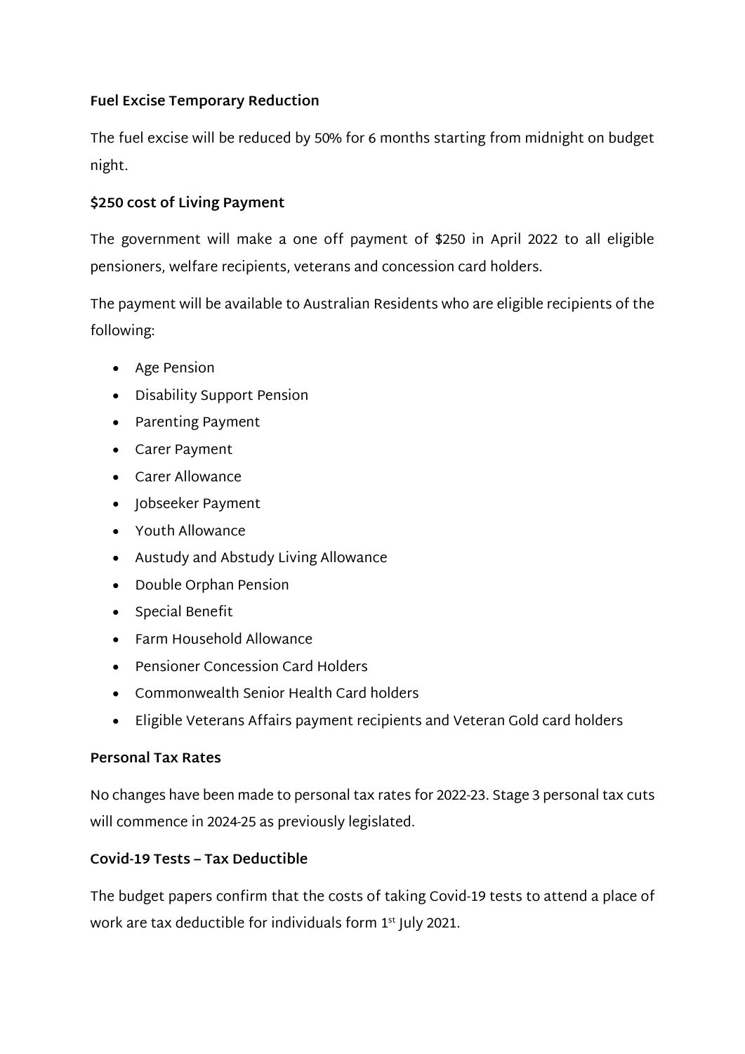**Fuel Excise Temporary Reduction**

The fuel excise will be reduced by 50% for 6 months starting from midnight on budget night.

**$250 cost of Living Payment**

The government will make a one off payment of $250 in April 2022 to all eligible pensioners, welfare recipients, veterans and concession card holders.

The payment will be available to Australian Residents who are eligible recipients of the following:

- Age Pension
- Disability Support Pension
- Parenting Payment
- Carer Payment
- Carer Allowance
- Jobseeker Payment
- Youth Allowance
- Austudy and Abstudy Living Allowance
- Double Orphan Pension
- Special Benefit
- Farm Household Allowance
- Pensioner Concession Card Holders
- Commonwealth Senior Health Card holders
- Eligible Veterans Affairs payment recipients and Veteran Gold card holders

**Personal Tax Rates**

No changes have been made to personal tax rates for 2022-23. Stage 3 personal tax cuts will commence in 2024-25 as previously legislated.

**Covid-19 Tests – Tax Deductible**

The budget papers confirm that the costs of taking Covid-19 tests to attend a place of work are tax deductible for individuals form 1st July 2021.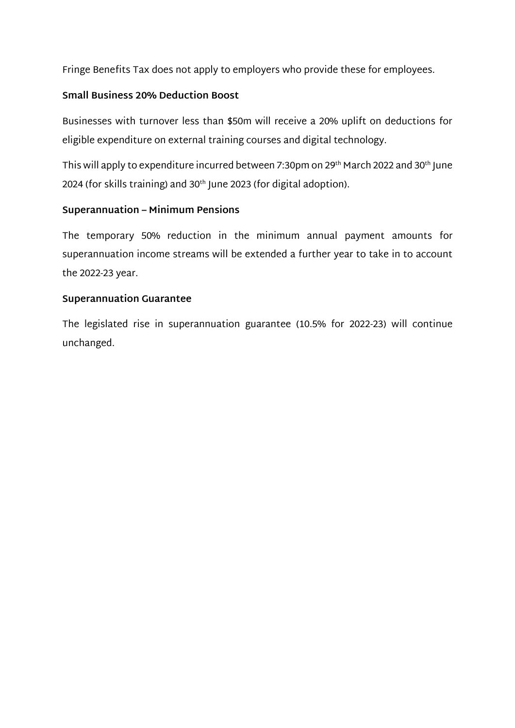Fringe Benefits Tax does not apply to employers who provide these for employees.

### Small Business 20% Deduction Boost

Businesses with turnover less than $50m will receive a 20% uplift on deductions for eligible expenditure on external training courses and digital technology.

This will apply to expenditure incurred between 7:30pm on 29th March 2022 and 30th June 2024 (for skills training) and 30th June 2023 (for digital adoption).

### Superannuation – Minimum Pensions

The temporary 50% reduction in the minimum annual payment amounts for superannuation income streams will be extended a further year to take in to account the 2022-23 year.

### Superannuation Guarantee

The legislated rise in superannuation guarantee (10.5% for 2022-23) will continue unchanged.